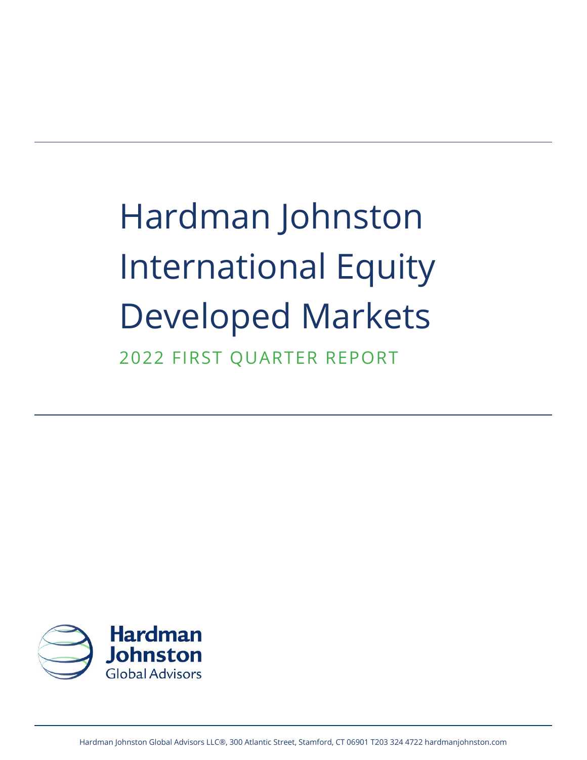# Hardman Johnston International Equity Developed Markets

## 2022 FIRST QUARTER REPORT

Hardman Johnston Global Advisors

Hardman Johnston Global Advisors LLC®, 300 Atlantic Street, Stamford, CT 06901 T203 324 4722 hardmanjohnston.com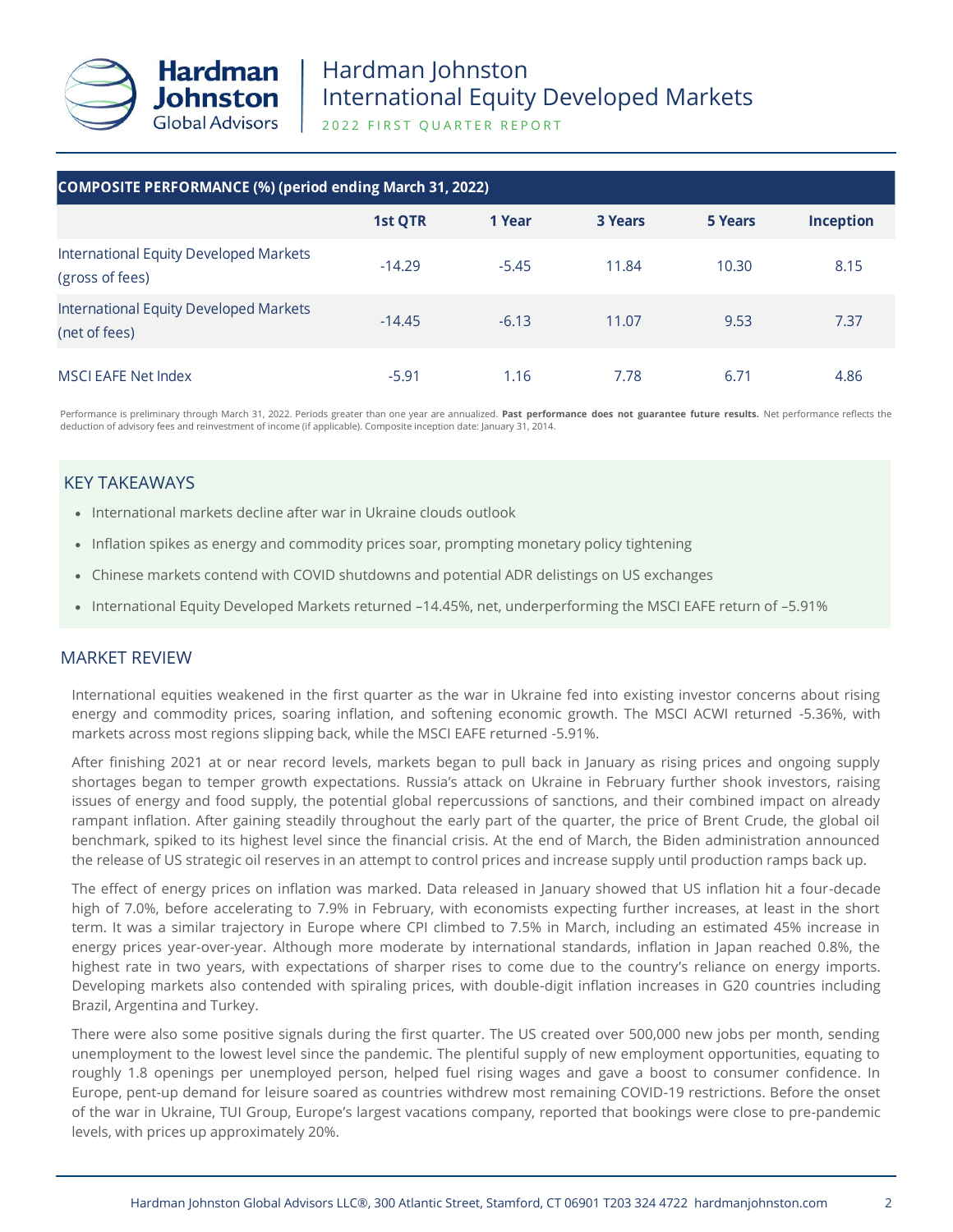# Hardman Johnston International Equity Developed Markets

2022 FIRST QUARTER REPORT

| COMPOSITE PERFORMANCE (%) (period ending March 31, 2022) | 1st QTR | 1 Year | 3 Years | 5 Years | Inception |
|---|---|---|---|---|---|
| International Equity Developed Markets (gross of fees) | -14.29 | -5.45 | 11.84 | 10.30 | 8.15 |
| International Equity Developed Markets (net of fees) | -14.45 | -6.13 | 11.07 | 9.53 | 7.37 |
| MSCI EAFE Net Index | -5.91 | 1.16 | 7.78 | 6.71 | 4.86 |

Performance is preliminary through March 31, 2022. Periods greater than one year are annualized. **Past performance does not guarantee future results.** Net performance reflects the deduction of advisory fees and reinvestment of income (if applicable). Composite inception date: January 31, 2014.

## KEY TAKEAWAYS

- International markets decline after war in Ukraine clouds outlook
- Inflation spikes as energy and commodity prices soar, prompting monetary policy tightening
- Chinese markets contend with COVID shutdowns and potential ADR delistings on US exchanges
- International Equity Developed Markets returned –14.45%, net, underperforming the MSCI EAFE return of –5.91%

## MARKET REVIEW

International equities weakened in the first quarter as the war in Ukraine fed into existing investor concerns about rising energy and commodity prices, soaring inflation, and softening economic growth. The MSCI ACWI returned -5.36%, with markets across most regions slipping back, while the MSCI EAFE returned -5.91%.

After finishing 2021 at or near record levels, markets began to pull back in January as rising prices and ongoing supply shortages began to temper growth expectations. Russia's attack on Ukraine in February further shook investors, raising issues of energy and food supply, the potential global repercussions of sanctions, and their combined impact on already rampant inflation. After gaining steadily throughout the early part of the quarter, the price of Brent Crude, the global oil benchmark, spiked to its highest level since the financial crisis. At the end of March, the Biden administration announced the release of US strategic oil reserves in an attempt to control prices and increase supply until production ramps back up.

The effect of energy prices on inflation was marked. Data released in January showed that US inflation hit a four-decade high of 7.0%, before accelerating to 7.9% in February, with economists expecting further increases, at least in the short term. It was a similar trajectory in Europe where CPI climbed to 7.5% in March, including an estimated 45% increase in energy prices year-over-year. Although more moderate by international standards, inflation in Japan reached 0.8%, the highest rate in two years, with expectations of sharper rises to come due to the country's reliance on energy imports. Developing markets also contended with spiraling prices, with double-digit inflation increases in G20 countries including Brazil, Argentina and Turkey.

There were also some positive signals during the first quarter. The US created over 500,000 new jobs per month, sending unemployment to the lowest level since the pandemic. The plentiful supply of new employment opportunities, equating to roughly 1.8 openings per unemployed person, helped fuel rising wages and gave a boost to consumer confidence. In Europe, pent-up demand for leisure soared as countries withdrew most remaining COVID-19 restrictions. Before the onset of the war in Ukraine, TUI Group, Europe's largest vacations company, reported that bookings were close to pre-pandemic levels, with prices up approximately 20%.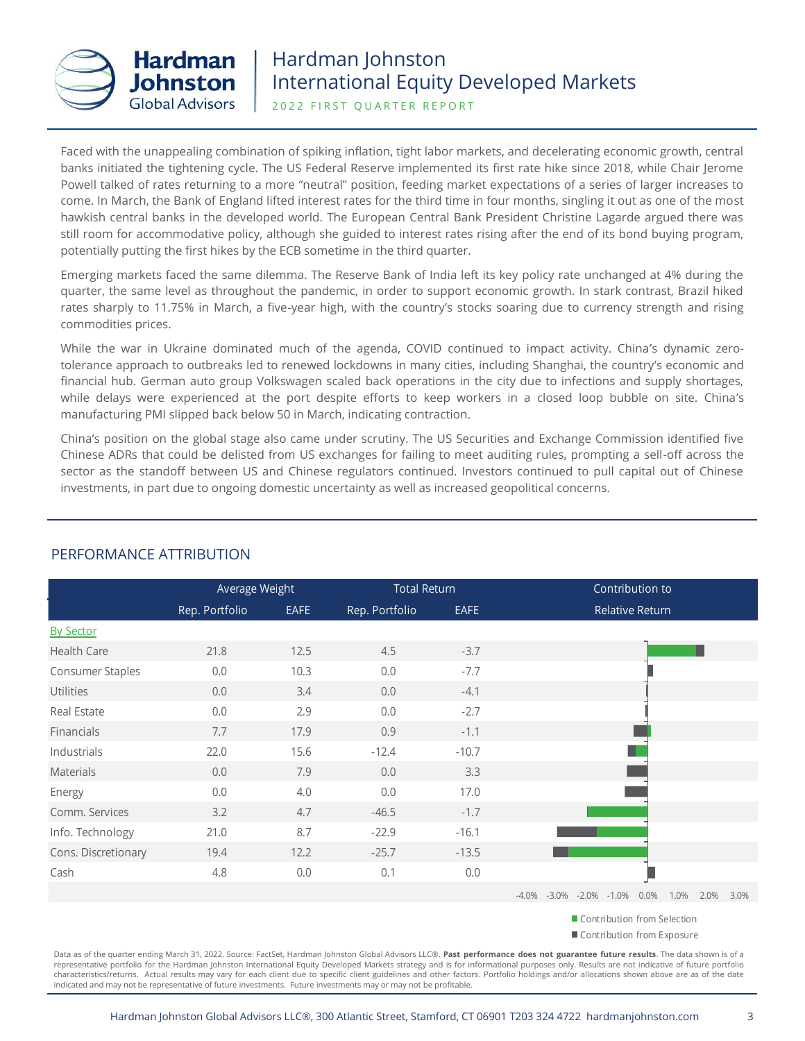Faced with the unappealing combination of spiking inflation, tight labor markets, and decelerating economic growth, central banks initiated the tightening cycle. The US Federal Reserve implemented its first rate hike since 2018, while Chair Jerome Powell talked of rates returning to a more "neutral" position, feeding market expectations of a series of larger increases to come. In March, the Bank of England lifted interest rates for the third time in four months, singling it out as one of the most hawkish central banks in the developed world. The European Central Bank President Christine Lagarde argued there was still room for accommodative policy, although she guided to interest rates rising after the end of its bond buying program, potentially putting the first hikes by the ECB sometime in the third quarter.

Emerging markets faced the same dilemma. The Reserve Bank of India left its key policy rate unchanged at 4% during the quarter, the same level as throughout the pandemic, in order to support economic growth. In stark contrast, Brazil hiked rates sharply to 11.75% in March, a five-year high, with the country's stocks soaring due to currency strength and rising commodities prices.

While the war in Ukraine dominated much of the agenda, COVID continued to impact activity. China's dynamic zero-tolerance approach to outbreaks led to renewed lockdowns in many cities, including Shanghai, the country's economic and financial hub. German auto group Volkswagen scaled back operations in the city due to infections and supply shortages, while delays were experienced at the port despite efforts to keep workers in a closed loop bubble on site. China's manufacturing PMI slipped back below 50 in March, indicating contraction.

China's position on the global stage also came under scrutiny. The US Securities and Exchange Commission identified five Chinese ADRs that could be delisted from US exchanges for failing to meet auditing rules, prompting a sell-off across the sector as the standoff between US and Chinese regulators continued. Investors continued to pull capital out of Chinese investments, in part due to ongoing domestic uncertainty as well as increased geopolitical concerns.

## PERFORMANCE ATTRIBUTION

| | Average Weight | | Total Return | | Contribution to Relative Return |
|---|---|---|---|---|---|
| | Rep. Portfolio | EAFE | Rep. Portfolio | EAFE | |
| **By Sector** | | | | | |
| Health Care | 21.8 | 12.5 | 4.5 | -3.7 | |
| Consumer Staples | 0.0 | 10.3 | 0.0 | -7.7 | |
| Utilities | 0.0 | 3.4 | 0.0 | -4.1 | |
| Real Estate | 0.0 | 2.9 | 0.0 | -2.7 | |
| Financials | 7.7 | 17.9 | 0.9 | -1.1 | |
| Industrials | 22.0 | 15.6 | -12.4 | -10.7 | |
| Materials | 0.0 | 7.9 | 0.0 | 3.3 | |
| Energy | 0.0 | 4.0 | 0.0 | 17.0 | |
| Comm. Services | 3.2 | 4.7 | -46.5 | -1.7 | |
| Info. Technology | 21.0 | 8.7 | -22.9 | -16.1 | |
| Cons. Discretionary | 19.4 | 12.2 | -25.7 | -13.5 | |
| Cash | 4.8 | 0.0 | 0.1 | 0.0 | |

-4.0% -3.0% -2.0% -1.0% 0.0% 1.0% 2.0% 3.0%

■ Contribution from Selection
■ Contribution from Exposure

Data as of the quarter ending March 31, 2022. Source: FactSet, Hardman Johnston Global Advisors LLC®. **Past performance does not guarantee future results**. The data shown is of a representative portfolio for the Hardman Johnston International Equity Developed Markets strategy and is for informational purposes only. Results are not indicative of future portfolio characteristics/returns. Actual results may vary for each client due to specific client guidelines and other factors. Portfolio holdings and/or allocations shown above are as of the date indicated and may not be representative of future investments. Future investments may or may not be profitable.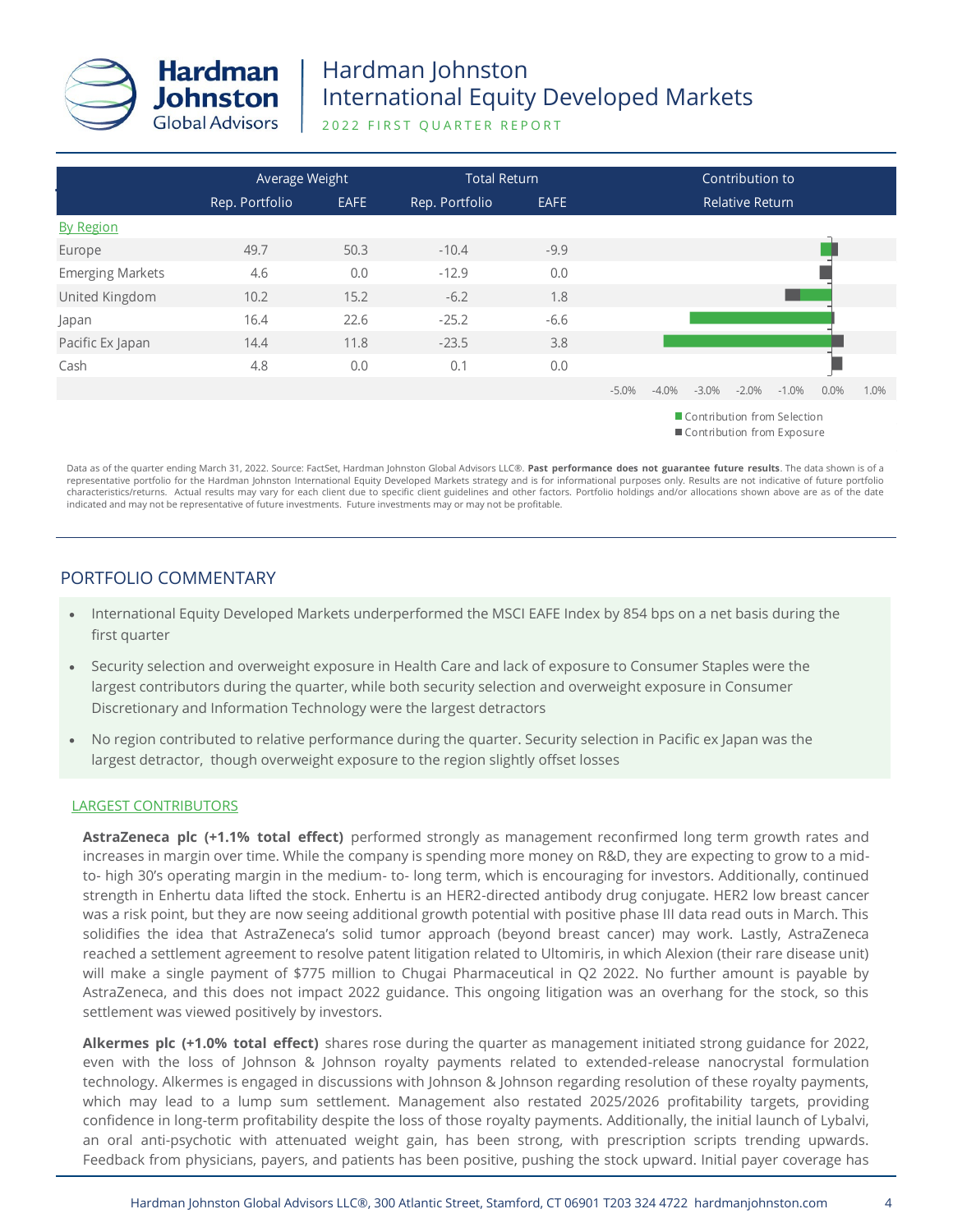# Hardman Johnston International Equity Developed Markets

2022 FIRST QUARTER REPORT

| | Average Weight | | Total Return | | Contribution to Relative Return |
|---|---|---|---|---|---|
| | Rep. Portfolio | EAFE | Rep. Portfolio | EAFE | |
| **By Region** | | | | | |
| Europe | 49.7 | 50.3 | -10.4 | -9.9 | |
| Emerging Markets | 4.6 | 0.0 | -12.9 | 0.0 | |
| United Kingdom | 10.2 | 15.2 | -6.2 | 1.8 | |
| Japan | 16.4 | 22.6 | -25.2 | -6.6 | |
| Pacific Ex Japan | 14.4 | 11.8 | -23.5 | 3.8 | |
| Cash | 4.8 | 0.0 | 0.1 | 0.0 | |

Contribution from Selection
Contribution from Exposure

Data as of the quarter ending March 31, 2022. Source: FactSet, Hardman Johnston Global Advisors LLC®. **Past performance does not guarantee future results**. The data shown is of a representative portfolio for the Hardman Johnston International Equity Developed Markets strategy and is for informational purposes only. Results are not indicative of future portfolio characteristics/returns. Actual results may vary for each client due to specific client guidelines and other factors. Portfolio holdings and/or allocations shown above are as of the date indicated and may not be representative of future investments. Future investments may or may not be profitable.

## PORTFOLIO COMMENTARY

- International Equity Developed Markets underperformed the MSCI EAFE Index by 854 bps on a net basis during the first quarter
- Security selection and overweight exposure in Health Care and lack of exposure to Consumer Staples were the largest contributors during the quarter, while both security selection and overweight exposure in Consumer Discretionary and Information Technology were the largest detractors
- No region contributed to relative performance during the quarter. Security selection in Pacific ex Japan was the largest detractor, though overweight exposure to the region slightly offset losses

### LARGEST CONTRIBUTORS

**AstraZeneca plc (+1.1% total effect)** performed strongly as management reconfirmed long term growth rates and increases in margin over time. While the company is spending more money on R&D, they are expecting to grow to a mid- to- high 30's operating margin in the medium- to- long term, which is encouraging for investors. Additionally, continued strength in Enhertu data lifted the stock. Enhertu is an HER2-directed antibody drug conjugate. HER2 low breast cancer was a risk point, but they are now seeing additional growth potential with positive phase III data read outs in March. This solidifies the idea that AstraZeneca's solid tumor approach (beyond breast cancer) may work. Lastly, AstraZeneca reached a settlement agreement to resolve patent litigation related to Ultomiris, in which Alexion (their rare disease unit) will make a single payment of $775 million to Chugai Pharmaceutical in Q2 2022. No further amount is payable by AstraZeneca, and this does not impact 2022 guidance. This ongoing litigation was an overhang for the stock, so this settlement was viewed positively by investors.

**Alkermes plc (+1.0% total effect)** shares rose during the quarter as management initiated strong guidance for 2022, even with the loss of Johnson & Johnson royalty payments related to extended-release nanocrystal formulation technology. Alkermes is engaged in discussions with Johnson & Johnson regarding resolution of these royalty payments, which may lead to a lump sum settlement. Management also restated 2025/2026 profitability targets, providing confidence in long-term profitability despite the loss of those royalty payments. Additionally, the initial launch of Lybalvi, an oral anti-psychotic with attenuated weight gain, has been strong, with prescription scripts trending upwards. Feedback from physicians, payers, and patients has been positive, pushing the stock upward. Initial payer coverage has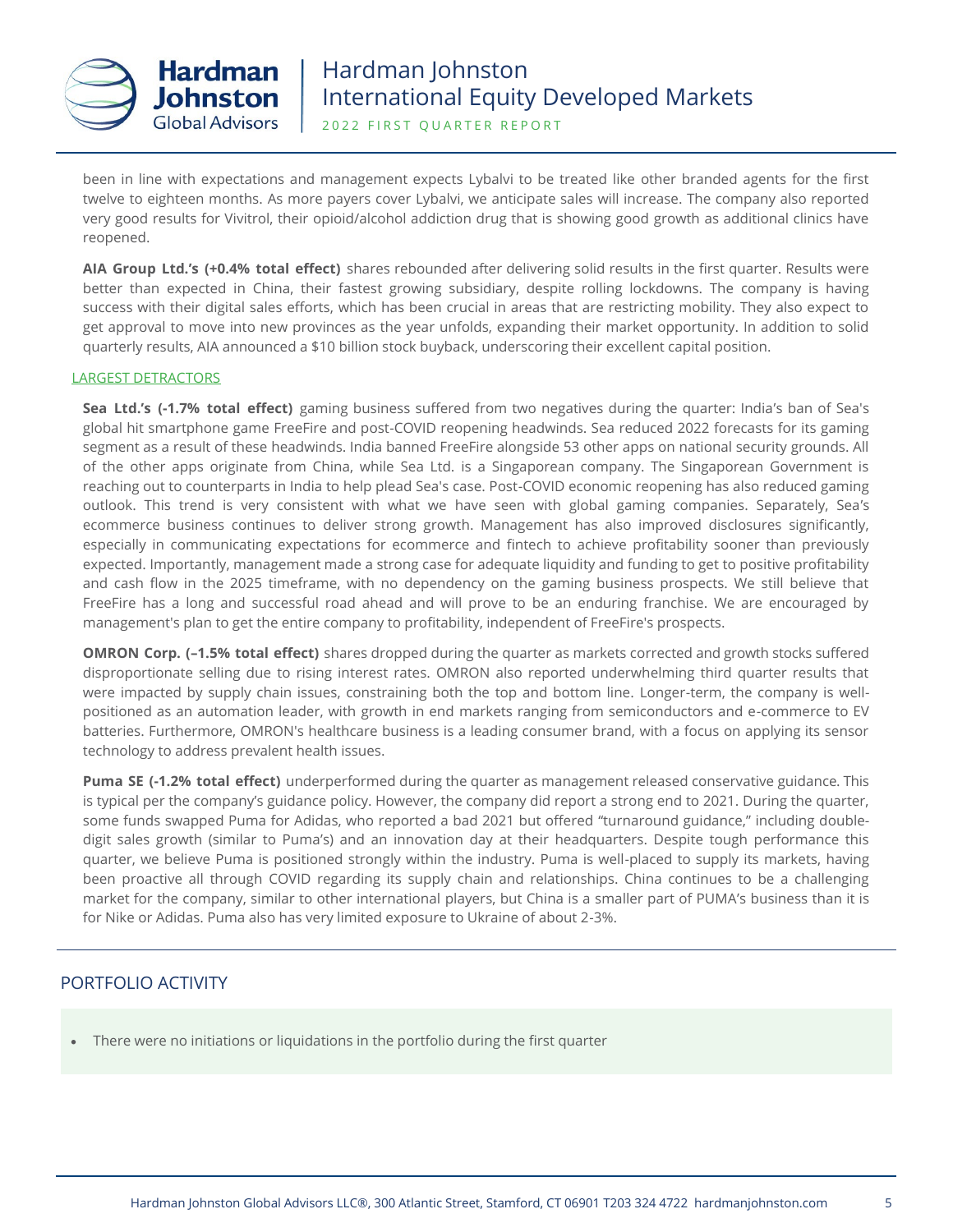been in line with expectations and management expects Lybalvi to be treated like other branded agents for the first twelve to eighteen months. As more payers cover Lybalvi, we anticipate sales will increase. The company also reported very good results for Vivitrol, their opioid/alcohol addiction drug that is showing good growth as additional clinics have reopened.

**AIA Group Ltd.'s (+0.4% total effect)** shares rebounded after delivering solid results in the first quarter. Results were better than expected in China, their fastest growing subsidiary, despite rolling lockdowns. The company is having success with their digital sales efforts, which has been crucial in areas that are restricting mobility. They also expect to get approval to move into new provinces as the year unfolds, expanding their market opportunity. In addition to solid quarterly results, AIA announced a $10 billion stock buyback, underscoring their excellent capital position.

LARGEST DETRACTORS

**Sea Ltd.'s (-1.7% total effect)** gaming business suffered from two negatives during the quarter: India's ban of Sea's global hit smartphone game FreeFire and post-COVID reopening headwinds. Sea reduced 2022 forecasts for its gaming segment as a result of these headwinds. India banned FreeFire alongside 53 other apps on national security grounds. All of the other apps originate from China, while Sea Ltd. is a Singaporean company. The Singaporean Government is reaching out to counterparts in India to help plead Sea's case. Post-COVID economic reopening has also reduced gaming outlook. This trend is very consistent with what we have seen with global gaming companies. Separately, Sea's ecommerce business continues to deliver strong growth. Management has also improved disclosures significantly, especially in communicating expectations for ecommerce and fintech to achieve profitability sooner than previously expected. Importantly, management made a strong case for adequate liquidity and funding to get to positive profitability and cash flow in the 2025 timeframe, with no dependency on the gaming business prospects. We still believe that FreeFire has a long and successful road ahead and will prove to be an enduring franchise. We are encouraged by management's plan to get the entire company to profitability, independent of FreeFire's prospects.

**OMRON Corp. (–1.5% total effect)** shares dropped during the quarter as markets corrected and growth stocks suffered disproportionate selling due to rising interest rates. OMRON also reported underwhelming third quarter results that were impacted by supply chain issues, constraining both the top and bottom line. Longer-term, the company is well-positioned as an automation leader, with growth in end markets ranging from semiconductors and e-commerce to EV batteries. Furthermore, OMRON's healthcare business is a leading consumer brand, with a focus on applying its sensor technology to address prevalent health issues.

**Puma SE (-1.2% total effect)** underperformed during the quarter as management released conservative guidance. This is typical per the company's guidance policy. However, the company did report a strong end to 2021. During the quarter, some funds swapped Puma for Adidas, who reported a bad 2021 but offered "turnaround guidance," including double-digit sales growth (similar to Puma's) and an innovation day at their headquarters. Despite tough performance this quarter, we believe Puma is positioned strongly within the industry. Puma is well-placed to supply its markets, having been proactive all through COVID regarding its supply chain and relationships. China continues to be a challenging market for the company, similar to other international players, but China is a smaller part of PUMA's business than it is for Nike or Adidas. Puma also has very limited exposure to Ukraine of about 2-3%.

## PORTFOLIO ACTIVITY

- There were no initiations or liquidations in the portfolio during the first quarter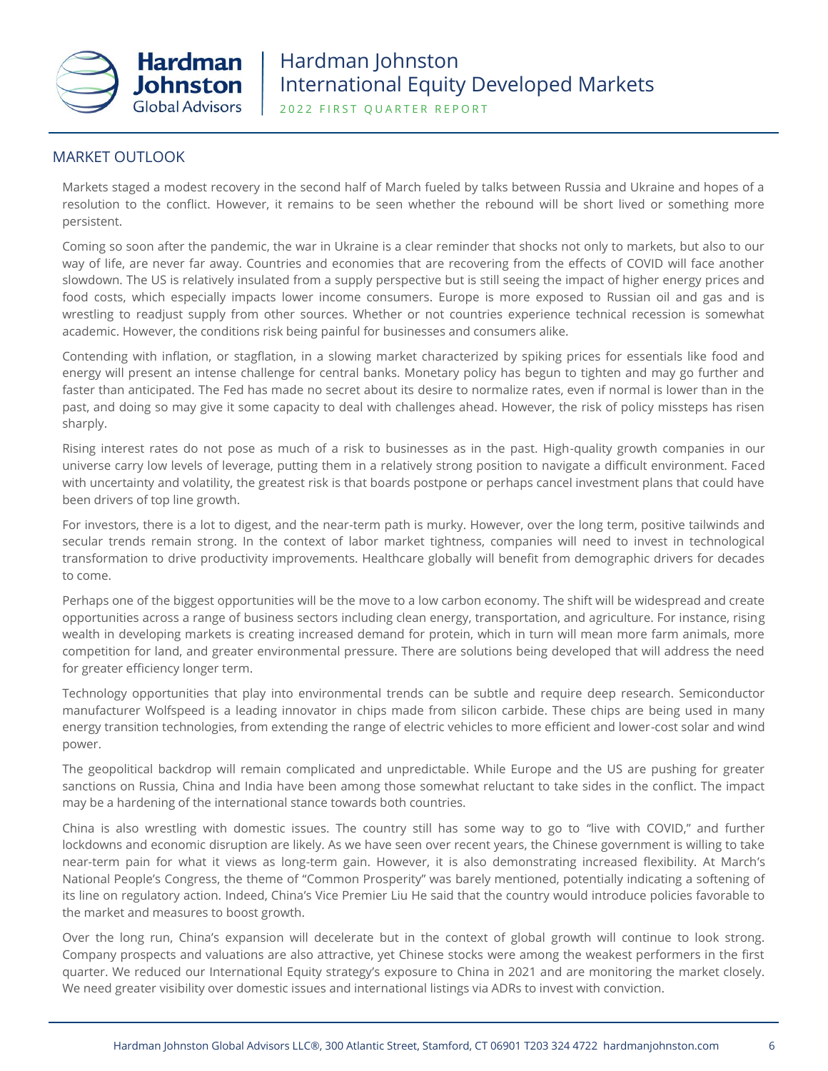## MARKET OUTLOOK

Markets staged a modest recovery in the second half of March fueled by talks between Russia and Ukraine and hopes of a resolution to the conflict. However, it remains to be seen whether the rebound will be short lived or something more persistent.

Coming so soon after the pandemic, the war in Ukraine is a clear reminder that shocks not only to markets, but also to our way of life, are never far away. Countries and economies that are recovering from the effects of COVID will face another slowdown. The US is relatively insulated from a supply perspective but is still seeing the impact of higher energy prices and food costs, which especially impacts lower income consumers. Europe is more exposed to Russian oil and gas and is wrestling to readjust supply from other sources. Whether or not countries experience technical recession is somewhat academic. However, the conditions risk being painful for businesses and consumers alike.

Contending with inflation, or stagflation, in a slowing market characterized by spiking prices for essentials like food and energy will present an intense challenge for central banks. Monetary policy has begun to tighten and may go further and faster than anticipated. The Fed has made no secret about its desire to normalize rates, even if normal is lower than in the past, and doing so may give it some capacity to deal with challenges ahead. However, the risk of policy missteps has risen sharply.

Rising interest rates do not pose as much of a risk to businesses as in the past. High-quality growth companies in our universe carry low levels of leverage, putting them in a relatively strong position to navigate a difficult environment. Faced with uncertainty and volatility, the greatest risk is that boards postpone or perhaps cancel investment plans that could have been drivers of top line growth.

For investors, there is a lot to digest, and the near-term path is murky. However, over the long term, positive tailwinds and secular trends remain strong. In the context of labor market tightness, companies will need to invest in technological transformation to drive productivity improvements. Healthcare globally will benefit from demographic drivers for decades to come.

Perhaps one of the biggest opportunities will be the move to a low carbon economy. The shift will be widespread and create opportunities across a range of business sectors including clean energy, transportation, and agriculture. For instance, rising wealth in developing markets is creating increased demand for protein, which in turn will mean more farm animals, more competition for land, and greater environmental pressure. There are solutions being developed that will address the need for greater efficiency longer term.

Technology opportunities that play into environmental trends can be subtle and require deep research. Semiconductor manufacturer Wolfspeed is a leading innovator in chips made from silicon carbide. These chips are being used in many energy transition technologies, from extending the range of electric vehicles to more efficient and lower-cost solar and wind power.

The geopolitical backdrop will remain complicated and unpredictable. While Europe and the US are pushing for greater sanctions on Russia, China and India have been among those somewhat reluctant to take sides in the conflict. The impact may be a hardening of the international stance towards both countries.

China is also wrestling with domestic issues. The country still has some way to go to "live with COVID," and further lockdowns and economic disruption are likely. As we have seen over recent years, the Chinese government is willing to take near-term pain for what it views as long-term gain. However, it is also demonstrating increased flexibility. At March's National People's Congress, the theme of "Common Prosperity" was barely mentioned, potentially indicating a softening of its line on regulatory action. Indeed, China's Vice Premier Liu He said that the country would introduce policies favorable to the market and measures to boost growth.

Over the long run, China's expansion will decelerate but in the context of global growth will continue to look strong. Company prospects and valuations are also attractive, yet Chinese stocks were among the weakest performers in the first quarter. We reduced our International Equity strategy's exposure to China in 2021 and are monitoring the market closely. We need greater visibility over domestic issues and international listings via ADRs to invest with conviction.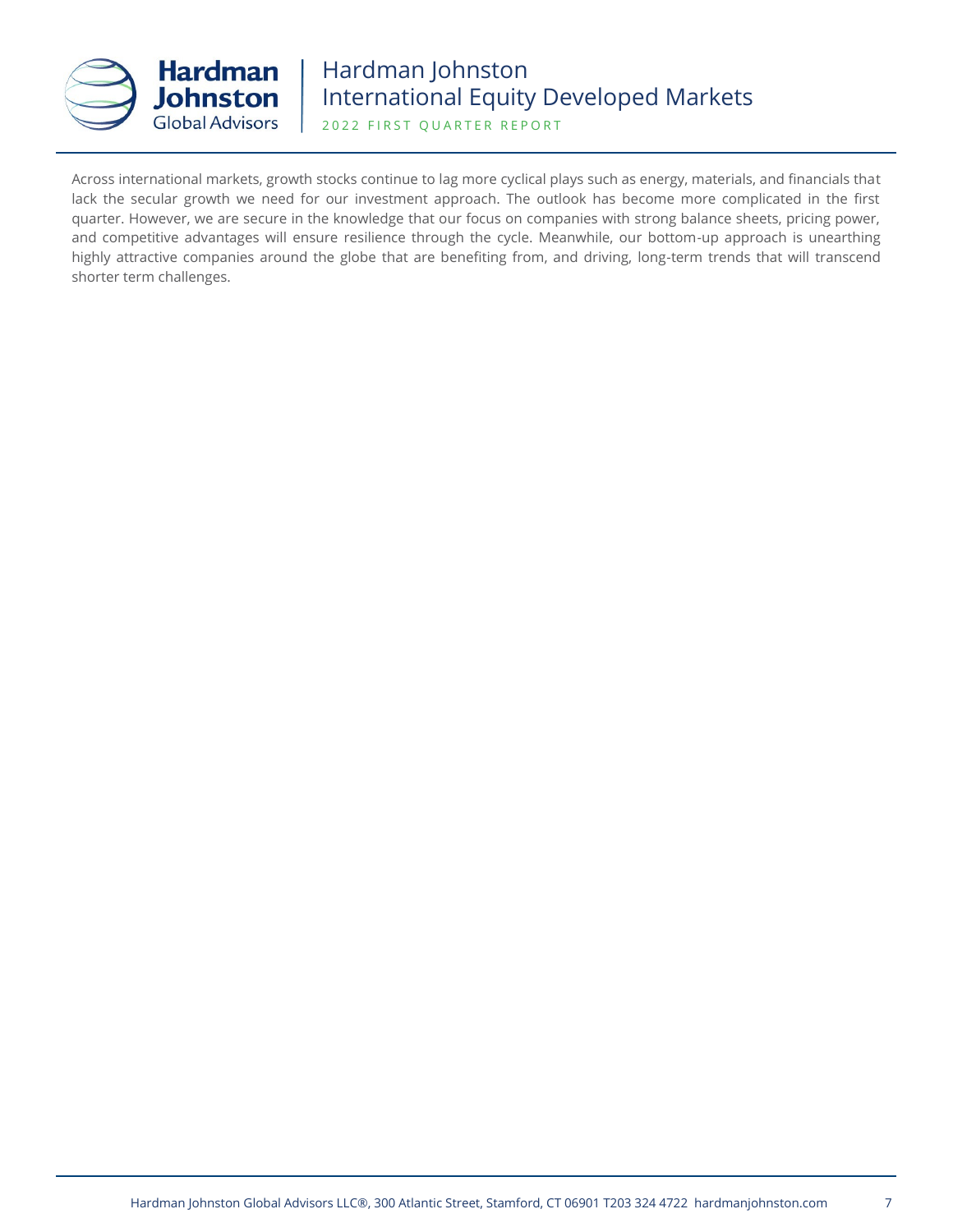Across international markets, growth stocks continue to lag more cyclical plays such as energy, materials, and financials that lack the secular growth we need for our investment approach. The outlook has become more complicated in the first quarter. However, we are secure in the knowledge that our focus on companies with strong balance sheets, pricing power, and competitive advantages will ensure resilience through the cycle. Meanwhile, our bottom-up approach is unearthing highly attractive companies around the globe that are benefiting from, and driving, long-term trends that will transcend shorter term challenges.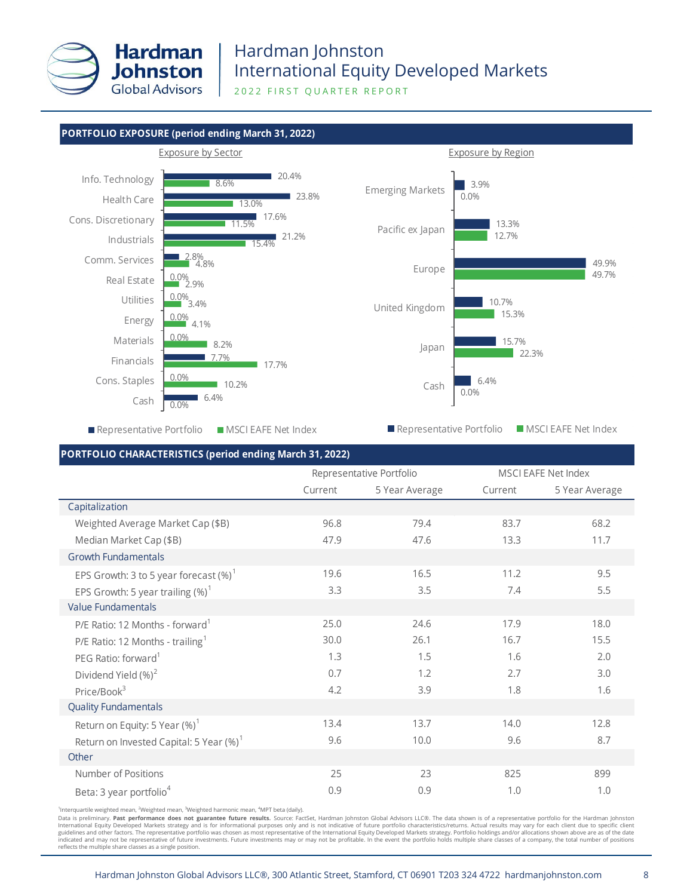# Hardman Johnston International Equity Developed Markets

2022 FIRST QUARTER REPORT

## PORTFOLIO EXPOSURE (period ending March 31, 2022)

### Exposure by Sector

| Sector | Representative Portfolio | MSCI EAFE Net Index |
|---|---|---|
| Info. Technology | 20.4% | 8.6% |
| Health Care | 23.8% | 13.0% |
| Cons. Discretionary | 17.6% | 11.5% |
| Industrials | 21.2% | 15.4% |
| Comm. Services | 2.8% | 4.8% |
| Real Estate | 0.0% | 2.9% |
| Utilities | 0.0% | 3.4% |
| Energy | 0.0% | 4.1% |
| Materials | 0.0% | 8.2% |
| Financials | 7.7% | 17.7% |
| Cons. Staples | 0.0% | 10.2% |
| Cash | 6.4% | 0.0% |

### Exposure by Region

| Region | Representative Portfolio | MSCI EAFE Net Index |
|---|---|---|
| Emerging Markets | 3.9% | 0.0% |
| Pacific ex Japan | 13.3% | 12.7% |
| Europe | 49.9% | 49.7% |
| United Kingdom | 10.7% | 15.3% |
| Japan | 15.7% | 22.3% |
| Cash | 6.4% | 0.0% |

## PORTFOLIO CHARACTERISTICS (period ending March 31, 2022)

| | Representative Portfolio | | MSCI EAFE Net Index | |
|---|---|---|---|---|
| | Current | 5 Year Average | Current | 5 Year Average |
| **Capitalization** | | | | |
| Weighted Average Market Cap ($B) | 96.8 | 79.4 | 83.7 | 68.2 |
| Median Market Cap ($B) | 47.9 | 47.6 | 13.3 | 11.7 |
| **Growth Fundamentals** | | | | |
| EPS Growth: 3 to 5 year forecast (%)[1] | 19.6 | 16.5 | 11.2 | 9.5 |
| EPS Growth: 5 year trailing (%)[1] | 3.3 | 3.5 | 7.4 | 5.5 |
| **Value Fundamentals** | | | | |
| P/E Ratio: 12 Months - forward[1] | 25.0 | 24.6 | 17.9 | 18.0 |
| P/E Ratio: 12 Months - trailing[1] | 30.0 | 26.1 | 16.7 | 15.5 |
| PEG Ratio: forward[1] | 1.3 | 1.5 | 1.6 | 2.0 |
| Dividend Yield (%)[2] | 0.7 | 1.2 | 2.7 | 3.0 |
| Price/Book[3] | 4.2 | 3.9 | 1.8 | 1.6 |
| **Quality Fundamentals** | | | | |
| Return on Equity: 5 Year (%)[1] | 13.4 | 13.7 | 14.0 | 12.8 |
| Return on Invested Capital: 5 Year (%)[1] | 9.6 | 10.0 | 9.6 | 8.7 |
| **Other** | | | | |
| Number of Positions | 25 | 23 | 825 | 899 |
| Beta: 3 year portfolio[4] | 0.9 | 0.9 | 1.0 | 1.0 |

[1]Interquartile weighted mean, [2]Weighted mean, [3]Weighted harmonic mean, [4]MPT beta (daily).

Data is preliminary. **Past performance does not guarantee future results.** Source: FactSet, Hardman Johnston Global Advisors LLC®. The data shown is of a representative portfolio for the Hardman Johnston International Equity Developed Markets strategy and is for informational purposes only and is not indicative of future portfolio characteristics/returns. Actual results may vary for each client due to specific client guidelines and other factors. The representative portfolio was chosen as most representative of the International Equity Developed Markets strategy. Portfolio holdings and/or allocations shown above are as of the date indicated and may not be representative of future investments. Future investments may or may not be profitable. In the event the portfolio holds multiple share classes of a company, the total number of positions reflects the multiple share classes as a single position.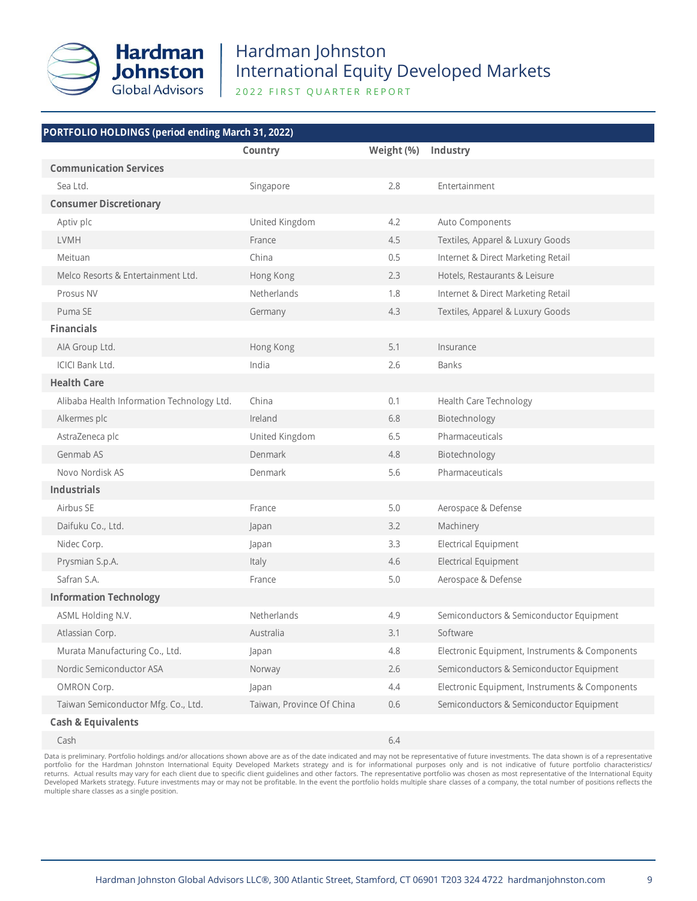## PORTFOLIO HOLDINGS (period ending March 31, 2022)

| | Country | Weight (%) | Industry |
|---|---|---|---|
| **Communication Services** | | | |
| Sea Ltd. | Singapore | 2.8 | Entertainment |
| **Consumer Discretionary** | | | |
| Aptiv plc | United Kingdom | 4.2 | Auto Components |
| LVMH | France | 4.5 | Textiles, Apparel & Luxury Goods |
| Meituan | China | 0.5 | Internet & Direct Marketing Retail |
| Melco Resorts & Entertainment Ltd. | Hong Kong | 2.3 | Hotels, Restaurants & Leisure |
| Prosus NV | Netherlands | 1.8 | Internet & Direct Marketing Retail |
| Puma SE | Germany | 4.3 | Textiles, Apparel & Luxury Goods |
| **Financials** | | | |
| AIA Group Ltd. | Hong Kong | 5.1 | Insurance |
| ICICI Bank Ltd. | India | 2.6 | Banks |
| **Health Care** | | | |
| Alibaba Health Information Technology Ltd. | China | 0.1 | Health Care Technology |
| Alkermes plc | Ireland | 6.8 | Biotechnology |
| AstraZeneca plc | United Kingdom | 6.5 | Pharmaceuticals |
| Genmab AS | Denmark | 4.8 | Biotechnology |
| Novo Nordisk AS | Denmark | 5.6 | Pharmaceuticals |
| **Industrials** | | | |
| Airbus SE | France | 5.0 | Aerospace & Defense |
| Daifuku Co., Ltd. | Japan | 3.2 | Machinery |
| Nidec Corp. | Japan | 3.3 | Electrical Equipment |
| Prysmian S.p.A. | Italy | 4.6 | Electrical Equipment |
| Safran S.A. | France | 5.0 | Aerospace & Defense |
| **Information Technology** | | | |
| ASML Holding N.V. | Netherlands | 4.9 | Semiconductors & Semiconductor Equipment |
| Atlassian Corp. | Australia | 3.1 | Software |
| Murata Manufacturing Co., Ltd. | Japan | 4.8 | Electronic Equipment, Instruments & Components |
| Nordic Semiconductor ASA | Norway | 2.6 | Semiconductors & Semiconductor Equipment |
| OMRON Corp. | Japan | 4.4 | Electronic Equipment, Instruments & Components |
| Taiwan Semiconductor Mfg. Co., Ltd. | Taiwan, Province Of China | 0.6 | Semiconductors & Semiconductor Equipment |
| **Cash & Equivalents** | | | |
| Cash | | 6.4 | |

Data is preliminary. Portfolio holdings and/or allocations shown above are as of the date indicated and may not be representative of future investments. The data shown is of a representative portfolio for the Hardman Johnston International Equity Developed Markets strategy and is for informational purposes only and is not indicative of future portfolio characteristics/ returns. Actual results may vary for each client due to specific client guidelines and other factors. The representative portfolio was chosen as most representative of the International Equity Developed Markets strategy. Future investments may or may not be profitable. In the event the portfolio holds multiple share classes of a company, the total number of positions reflects the multiple share classes as a single position.